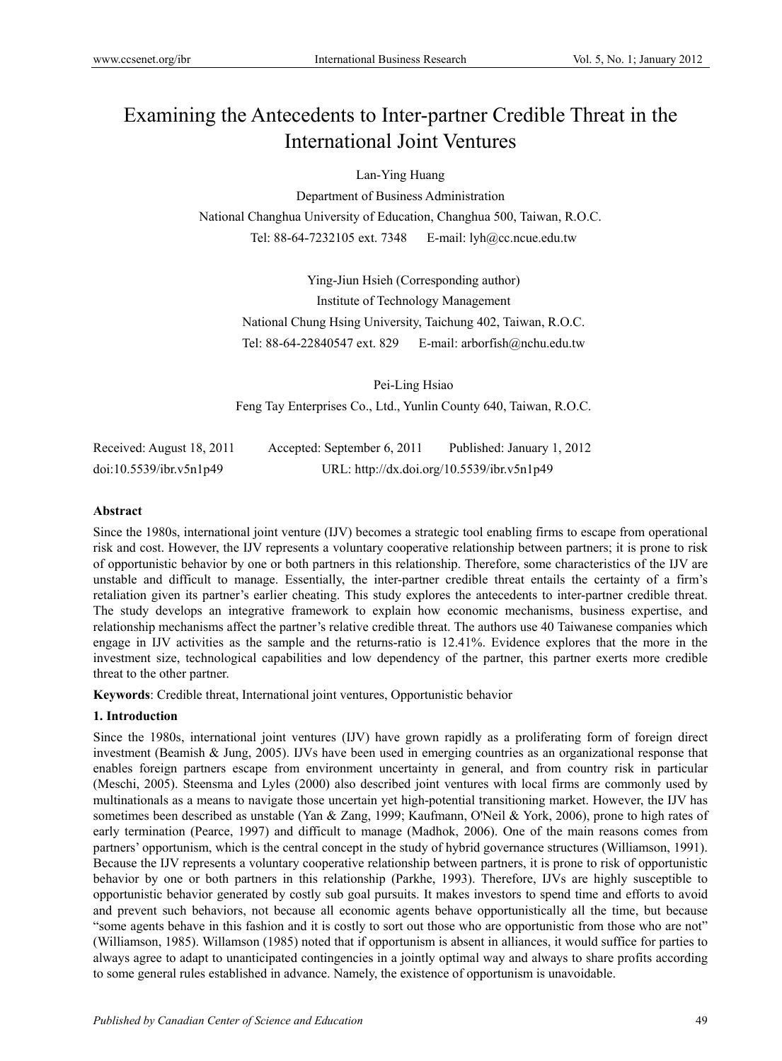# Examining the Antecedents to Inter-partner Credible Threat in the International Joint Ventures

Lan-Ying Huang

Department of Business Administration

National Changhua University of Education, Changhua 500, Taiwan, R.O.C.

Tel: 88-64-7232105 ext. 7348 E-mail: lyh@cc.ncue.edu.tw

Ying-Jiun Hsieh (Corresponding author)

Institute of Technology Management

National Chung Hsing University, Taichung 402, Taiwan, R.O.C.

Tel: 88-64-22840547 ext. 829 E-mail: arborfish@nchu.edu.tw

Pei-Ling Hsiao

Feng Tay Enterprises Co., Ltd., Yunlin County 640, Taiwan, R.O.C.

Received: August 18, 2011 Accepted: September 6, 2011 Published: January 1, 2012

doi:10.5539/ibr.v5n1p49 URL: http://dx.doi.org/10.5539/ibr.v5n1p49

**Abstract**

Since the 1980s, international joint venture (IJV) becomes a strategic tool enabling firms to escape from operational risk and cost. However, the IJV represents a voluntary cooperative relationship between partners; it is prone to risk of opportunistic behavior by one or both partners in this relationship. Therefore, some characteristics of the IJV are unstable and difficult to manage. Essentially, the inter-partner credible threat entails the certainty of a firm's retaliation given its partner's earlier cheating. This study explores the antecedents to inter-partner credible threat. The study develops an integrative framework to explain how economic mechanisms, business expertise, and relationship mechanisms affect the partner's relative credible threat. The authors use 40 Taiwanese companies which engage in IJV activities as the sample and the returns-ratio is 12.41%. Evidence explores that the more in the investment size, technological capabilities and low dependency of the partner, this partner exerts more credible threat to the other partner.

**Keywords**: Credible threat, International joint ventures, Opportunistic behavior

## 1. Introduction

Since the 1980s, international joint ventures (IJV) have grown rapidly as a proliferating form of foreign direct investment (Beamish & Jung, 2005). IJVs have been used in emerging countries as an organizational response that enables foreign partners escape from environment uncertainty in general, and from country risk in particular (Meschi, 2005). Steensma and Lyles (2000) also described joint ventures with local firms are commonly used by multinationals as a means to navigate those uncertain yet high-potential transitioning market. However, the IJV has sometimes been described as unstable (Yan & Zang, 1999; Kaufmann, O'Neil & York, 2006), prone to high rates of early termination (Pearce, 1997) and difficult to manage (Madhok, 2006). One of the main reasons comes from partners' opportunism, which is the central concept in the study of hybrid governance structures (Williamson, 1991). Because the IJV represents a voluntary cooperative relationship between partners, it is prone to risk of opportunistic behavior by one or both partners in this relationship (Parkhe, 1993). Therefore, IJVs are highly susceptible to opportunistic behavior generated by costly sub goal pursuits. It makes investors to spend time and efforts to avoid and prevent such behaviors, not because all economic agents behave opportunistically all the time, but because "some agents behave in this fashion and it is costly to sort out those who are opportunistic from those who are not" (Williamson, 1985). Willamson (1985) noted that if opportunism is absent in alliances, it would suffice for parties to always agree to adapt to unanticipated contingencies in a jointly optimal way and always to share profits according to some general rules established in advance. Namely, the existence of opportunism is unavoidable.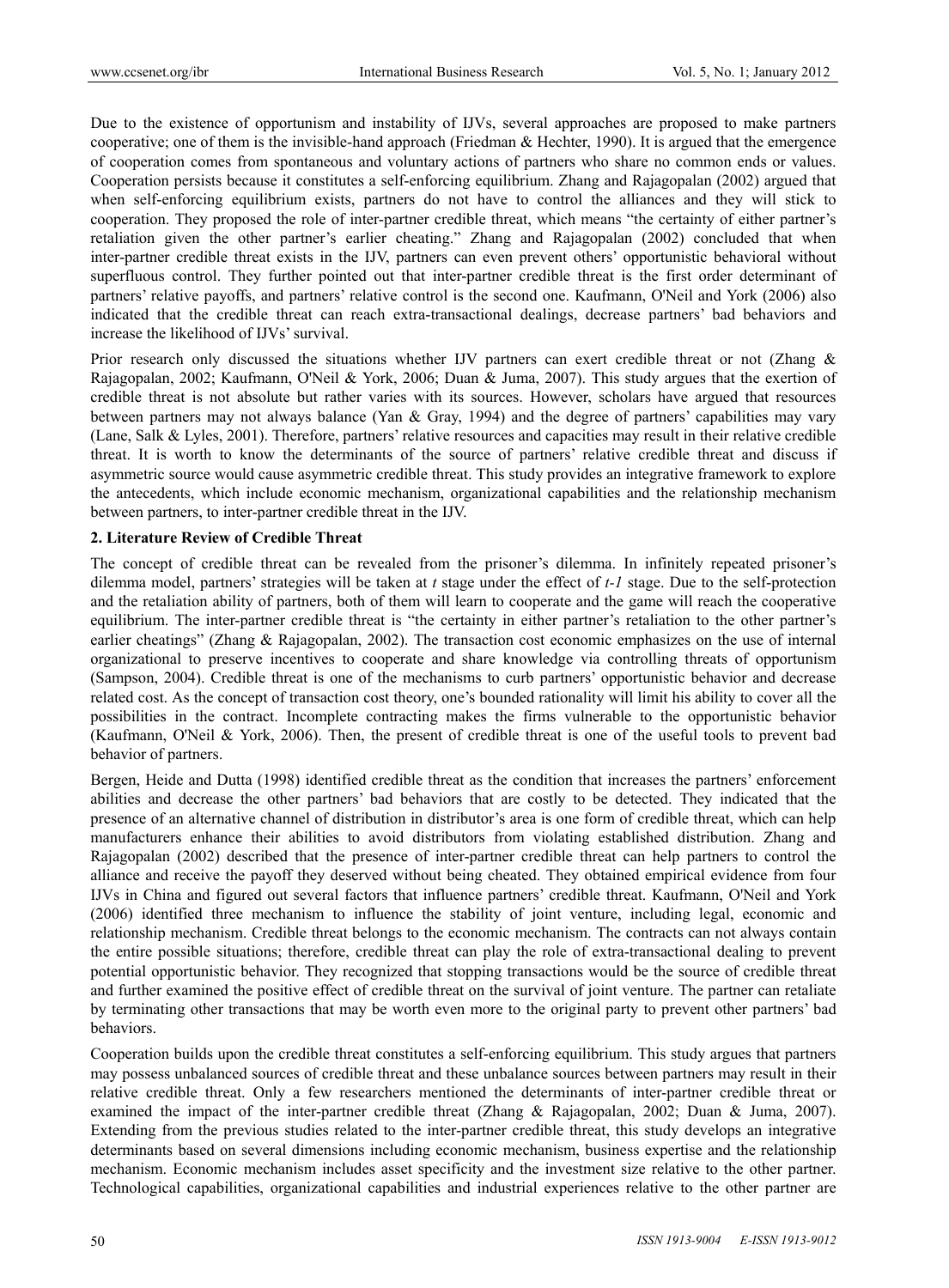Due to the existence of opportunism and instability of IJVs, several approaches are proposed to make partners cooperative; one of them is the invisible-hand approach (Friedman & Hechter, 1990). It is argued that the emergence of cooperation comes from spontaneous and voluntary actions of partners who share no common ends or values. Cooperation persists because it constitutes a self-enforcing equilibrium. Zhang and Rajagopalan (2002) argued that when self-enforcing equilibrium exists, partners do not have to control the alliances and they will stick to cooperation. They proposed the role of inter-partner credible threat, which means "the certainty of either partner's retaliation given the other partner's earlier cheating." Zhang and Rajagopalan (2002) concluded that when inter-partner credible threat exists in the IJV, partners can even prevent others' opportunistic behavioral without superfluous control. They further pointed out that inter-partner credible threat is the first order determinant of partners' relative payoffs, and partners' relative control is the second one. Kaufmann, O'Neil and York (2006) also indicated that the credible threat can reach extra-transactional dealings, decrease partners' bad behaviors and increase the likelihood of IJVs' survival.

Prior research only discussed the situations whether IJV partners can exert credible threat or not (Zhang & Rajagopalan, 2002; Kaufmann, O'Neil & York, 2006; Duan & Juma, 2007). This study argues that the exertion of credible threat is not absolute but rather varies with its sources. However, scholars have argued that resources between partners may not always balance (Yan & Gray, 1994) and the degree of partners' capabilities may vary (Lane, Salk & Lyles, 2001). Therefore, partners' relative resources and capacities may result in their relative credible threat. It is worth to know the determinants of the source of partners' relative credible threat and discuss if asymmetric source would cause asymmetric credible threat. This study provides an integrative framework to explore the antecedents, which include economic mechanism, organizational capabilities and the relationship mechanism between partners, to inter-partner credible threat in the IJV.

## 2. Literature Review of Credible Threat

The concept of credible threat can be revealed from the prisoner's dilemma. In infinitely repeated prisoner's dilemma model, partners' strategies will be taken at *t* stage under the effect of *t-1* stage. Due to the self-protection and the retaliation ability of partners, both of them will learn to cooperate and the game will reach the cooperative equilibrium. The inter-partner credible threat is "the certainty in either partner's retaliation to the other partner's earlier cheatings" (Zhang & Rajagopalan, 2002). The transaction cost economic emphasizes on the use of internal organizational to preserve incentives to cooperate and share knowledge via controlling threats of opportunism (Sampson, 2004). Credible threat is one of the mechanisms to curb partners' opportunistic behavior and decrease related cost. As the concept of transaction cost theory, one's bounded rationality will limit his ability to cover all the possibilities in the contract. Incomplete contracting makes the firms vulnerable to the opportunistic behavior (Kaufmann, O'Neil & York, 2006). Then, the present of credible threat is one of the useful tools to prevent bad behavior of partners.

Bergen, Heide and Dutta (1998) identified credible threat as the condition that increases the partners' enforcement abilities and decrease the other partners' bad behaviors that are costly to be detected. They indicated that the presence of an alternative channel of distribution in distributor's area is one form of credible threat, which can help manufacturers enhance their abilities to avoid distributors from violating established distribution. Zhang and Rajagopalan (2002) described that the presence of inter-partner credible threat can help partners to control the alliance and receive the payoff they deserved without being cheated. They obtained empirical evidence from four IJVs in China and figured out several factors that influence partners' credible threat. Kaufmann, O'Neil and York (2006) identified three mechanism to influence the stability of joint venture, including legal, economic and relationship mechanism. Credible threat belongs to the economic mechanism. The contracts can not always contain the entire possible situations; therefore, credible threat can play the role of extra-transactional dealing to prevent potential opportunistic behavior. They recognized that stopping transactions would be the source of credible threat and further examined the positive effect of credible threat on the survival of joint venture. The partner can retaliate by terminating other transactions that may be worth even more to the original party to prevent other partners' bad behaviors.

Cooperation builds upon the credible threat constitutes a self-enforcing equilibrium. This study argues that partners may possess unbalanced sources of credible threat and these unbalance sources between partners may result in their relative credible threat. Only a few researchers mentioned the determinants of inter-partner credible threat or examined the impact of the inter-partner credible threat (Zhang & Rajagopalan, 2002; Duan & Juma, 2007). Extending from the previous studies related to the inter-partner credible threat, this study develops an integrative determinants based on several dimensions including economic mechanism, business expertise and the relationship mechanism. Economic mechanism includes asset specificity and the investment size relative to the other partner. Technological capabilities, organizational capabilities and industrial experiences relative to the other partner are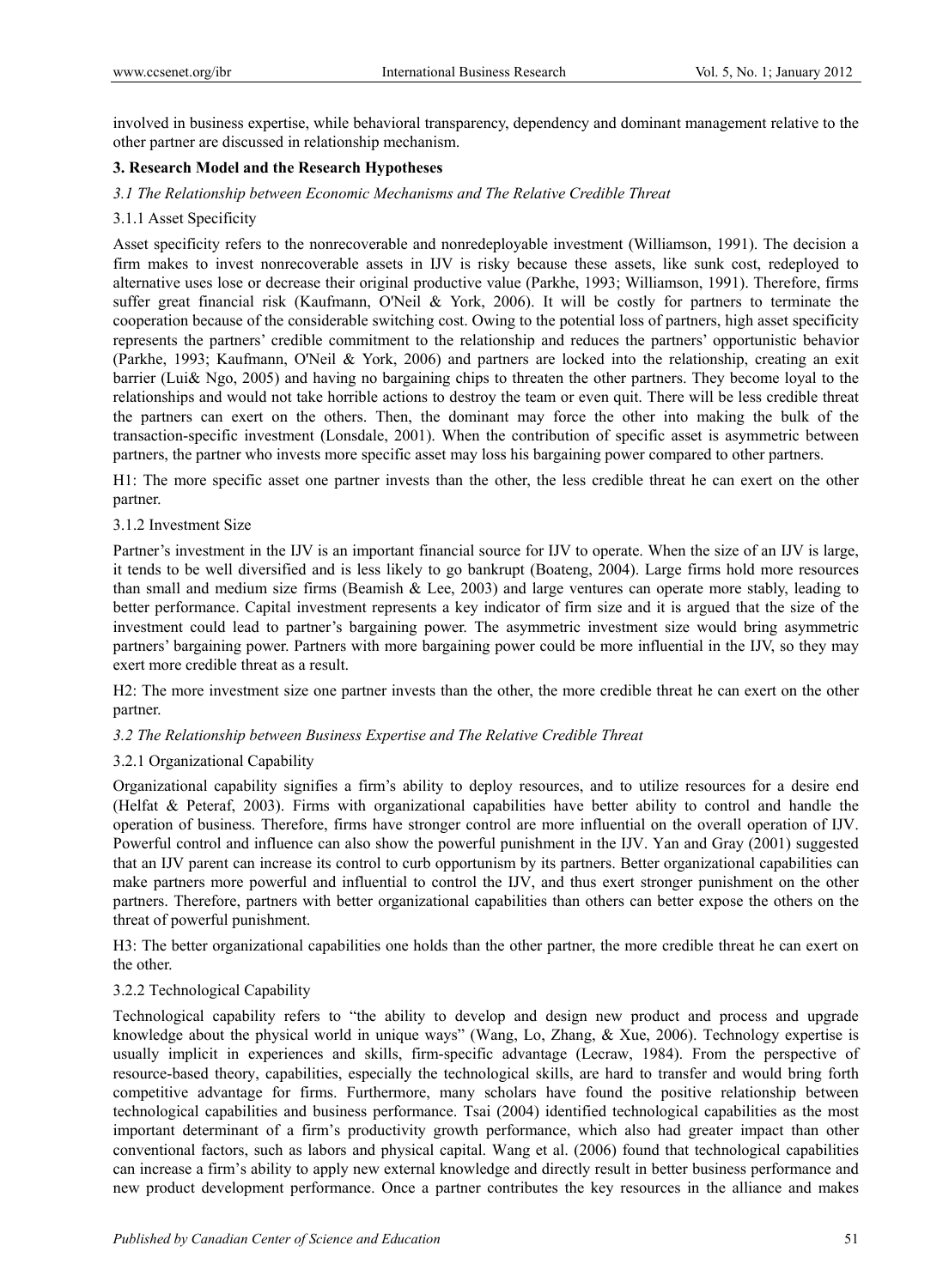involved in business expertise, while behavioral transparency, dependency and dominant management relative to the other partner are discussed in relationship mechanism.

## 3. Research Model and the Research Hypotheses

### *3.1 The Relationship between Economic Mechanisms and The Relative Credible Threat*

#### 3.1.1 Asset Specificity

Asset specificity refers to the nonrecoverable and nonredeployable investment (Williamson, 1991). The decision a firm makes to invest nonrecoverable assets in IJV is risky because these assets, like sunk cost, redeployed to alternative uses lose or decrease their original productive value (Parkhe, 1993; Williamson, 1991). Therefore, firms suffer great financial risk (Kaufmann, O'Neil & York, 2006). It will be costly for partners to terminate the cooperation because of the considerable switching cost. Owing to the potential loss of partners, high asset specificity represents the partners' credible commitment to the relationship and reduces the partners' opportunistic behavior (Parkhe, 1993; Kaufmann, O'Neil & York, 2006) and partners are locked into the relationship, creating an exit barrier (Lui& Ngo, 2005) and having no bargaining chips to threaten the other partners. They become loyal to the relationships and would not take horrible actions to destroy the team or even quit. There will be less credible threat the partners can exert on the others. Then, the dominant may force the other into making the bulk of the transaction-specific investment (Lonsdale, 2001). When the contribution of specific asset is asymmetric between partners, the partner who invests more specific asset may loss his bargaining power compared to other partners.

H1: The more specific asset one partner invests than the other, the less credible threat he can exert on the other partner.

#### 3.1.2 Investment Size

Partner's investment in the IJV is an important financial source for IJV to operate. When the size of an IJV is large, it tends to be well diversified and is less likely to go bankrupt (Boateng, 2004). Large firms hold more resources than small and medium size firms (Beamish & Lee, 2003) and large ventures can operate more stably, leading to better performance. Capital investment represents a key indicator of firm size and it is argued that the size of the investment could lead to partner's bargaining power. The asymmetric investment size would bring asymmetric partners' bargaining power. Partners with more bargaining power could be more influential in the IJV, so they may exert more credible threat as a result.

H2: The more investment size one partner invests than the other, the more credible threat he can exert on the other partner.

### *3.2 The Relationship between Business Expertise and The Relative Credible Threat*

#### 3.2.1 Organizational Capability

Organizational capability signifies a firm's ability to deploy resources, and to utilize resources for a desire end (Helfat & Peteraf, 2003). Firms with organizational capabilities have better ability to control and handle the operation of business. Therefore, firms have stronger control are more influential on the overall operation of IJV. Powerful control and influence can also show the powerful punishment in the IJV. Yan and Gray (2001) suggested that an IJV parent can increase its control to curb opportunism by its partners. Better organizational capabilities can make partners more powerful and influential to control the IJV, and thus exert stronger punishment on the other partners. Therefore, partners with better organizational capabilities than others can better expose the others on the threat of powerful punishment.

H3: The better organizational capabilities one holds than the other partner, the more credible threat he can exert on the other.

#### 3.2.2 Technological Capability

Technological capability refers to "the ability to develop and design new product and process and upgrade knowledge about the physical world in unique ways" (Wang, Lo, Zhang, & Xue, 2006). Technology expertise is usually implicit in experiences and skills, firm-specific advantage (Lecraw, 1984). From the perspective of resource-based theory, capabilities, especially the technological skills, are hard to transfer and would bring forth competitive advantage for firms. Furthermore, many scholars have found the positive relationship between technological capabilities and business performance. Tsai (2004) identified technological capabilities as the most important determinant of a firm's productivity growth performance, which also had greater impact than other conventional factors, such as labors and physical capital. Wang et al. (2006) found that technological capabilities can increase a firm's ability to apply new external knowledge and directly result in better business performance and new product development performance. Once a partner contributes the key resources in the alliance and makes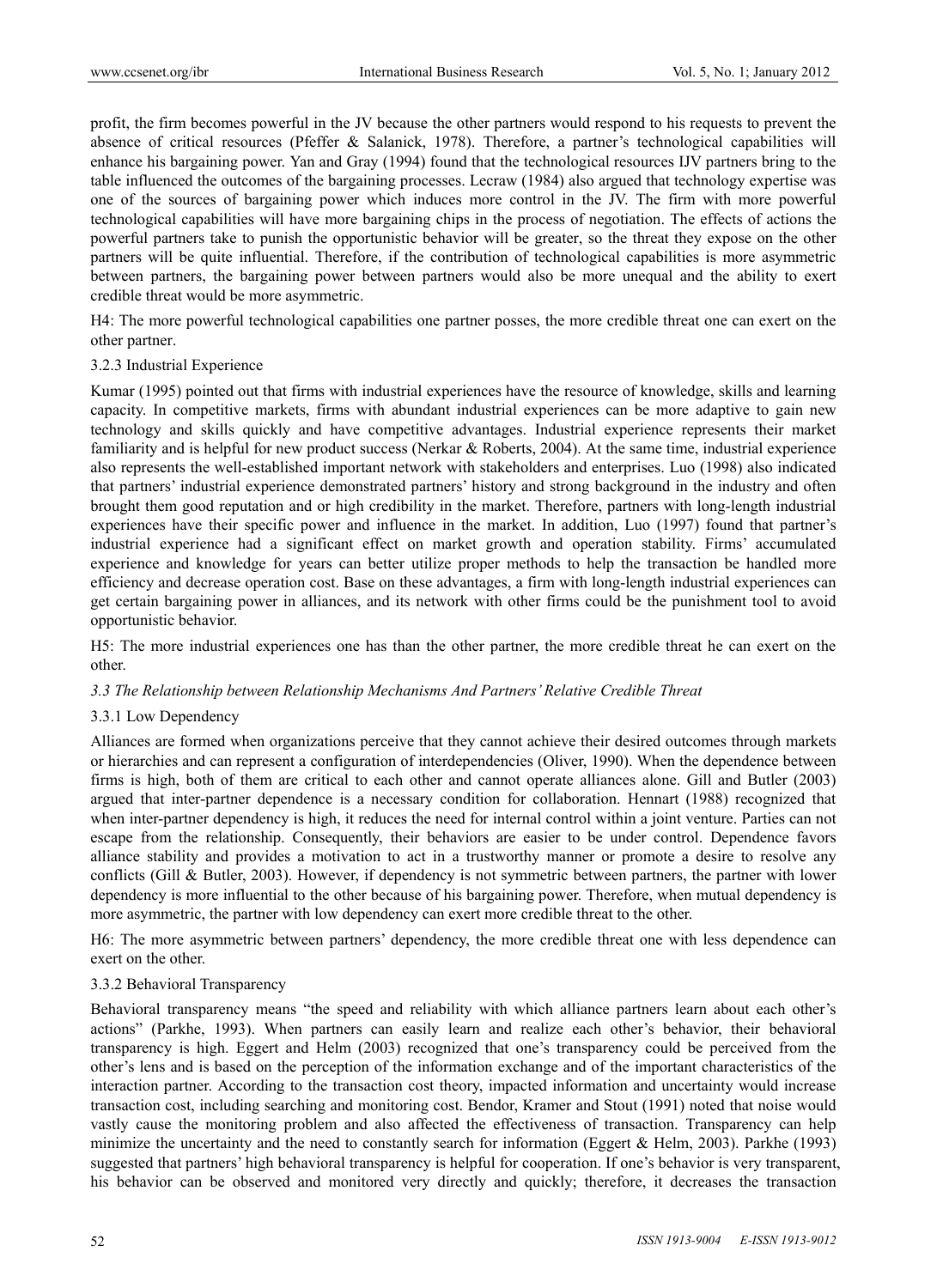profit, the firm becomes powerful in the JV because the other partners would respond to his requests to prevent the absence of critical resources (Pfeffer & Salanick, 1978). Therefore, a partner's technological capabilities will enhance his bargaining power. Yan and Gray (1994) found that the technological resources IJV partners bring to the table influenced the outcomes of the bargaining processes. Lecraw (1984) also argued that technology expertise was one of the sources of bargaining power which induces more control in the JV. The firm with more powerful technological capabilities will have more bargaining chips in the process of negotiation. The effects of actions the powerful partners take to punish the opportunistic behavior will be greater, so the threat they expose on the other partners will be quite influential. Therefore, if the contribution of technological capabilities is more asymmetric between partners, the bargaining power between partners would also be more unequal and the ability to exert credible threat would be more asymmetric.

H4: The more powerful technological capabilities one partner posses, the more credible threat one can exert on the other partner.

#### 3.2.3 Industrial Experience

Kumar (1995) pointed out that firms with industrial experiences have the resource of knowledge, skills and learning capacity. In competitive markets, firms with abundant industrial experiences can be more adaptive to gain new technology and skills quickly and have competitive advantages. Industrial experience represents their market familiarity and is helpful for new product success (Nerkar & Roberts, 2004). At the same time, industrial experience also represents the well-established important network with stakeholders and enterprises. Luo (1998) also indicated that partners' industrial experience demonstrated partners' history and strong background in the industry and often brought them good reputation and or high credibility in the market. Therefore, partners with long-length industrial experiences have their specific power and influence in the market. In addition, Luo (1997) found that partner's industrial experience had a significant effect on market growth and operation stability. Firms' accumulated experience and knowledge for years can better utilize proper methods to help the transaction be handled more efficiency and decrease operation cost. Base on these advantages, a firm with long-length industrial experiences can get certain bargaining power in alliances, and its network with other firms could be the punishment tool to avoid opportunistic behavior.

H5: The more industrial experiences one has than the other partner, the more credible threat he can exert on the other.

### *3.3 The Relationship between Relationship Mechanisms And Partners' Relative Credible Threat*

#### 3.3.1 Low Dependency

Alliances are formed when organizations perceive that they cannot achieve their desired outcomes through markets or hierarchies and can represent a configuration of interdependencies (Oliver, 1990). When the dependence between firms is high, both of them are critical to each other and cannot operate alliances alone. Gill and Butler (2003) argued that inter-partner dependence is a necessary condition for collaboration. Hennart (1988) recognized that when inter-partner dependency is high, it reduces the need for internal control within a joint venture. Parties can not escape from the relationship. Consequently, their behaviors are easier to be under control. Dependence favors alliance stability and provides a motivation to act in a trustworthy manner or promote a desire to resolve any conflicts (Gill & Butler, 2003). However, if dependency is not symmetric between partners, the partner with lower dependency is more influential to the other because of his bargaining power. Therefore, when mutual dependency is more asymmetric, the partner with low dependency can exert more credible threat to the other.

H6: The more asymmetric between partners' dependency, the more credible threat one with less dependence can exert on the other.

#### 3.3.2 Behavioral Transparency

Behavioral transparency means "the speed and reliability with which alliance partners learn about each other's actions" (Parkhe, 1993). When partners can easily learn and realize each other's behavior, their behavioral transparency is high. Eggert and Helm (2003) recognized that one's transparency could be perceived from the other's lens and is based on the perception of the information exchange and of the important characteristics of the interaction partner. According to the transaction cost theory, impacted information and uncertainty would increase transaction cost, including searching and monitoring cost. Bendor, Kramer and Stout (1991) noted that noise would vastly cause the monitoring problem and also affected the effectiveness of transaction. Transparency can help minimize the uncertainty and the need to constantly search for information (Eggert & Helm, 2003). Parkhe (1993) suggested that partners' high behavioral transparency is helpful for cooperation. If one's behavior is very transparent, his behavior can be observed and monitored very directly and quickly; therefore, it decreases the transaction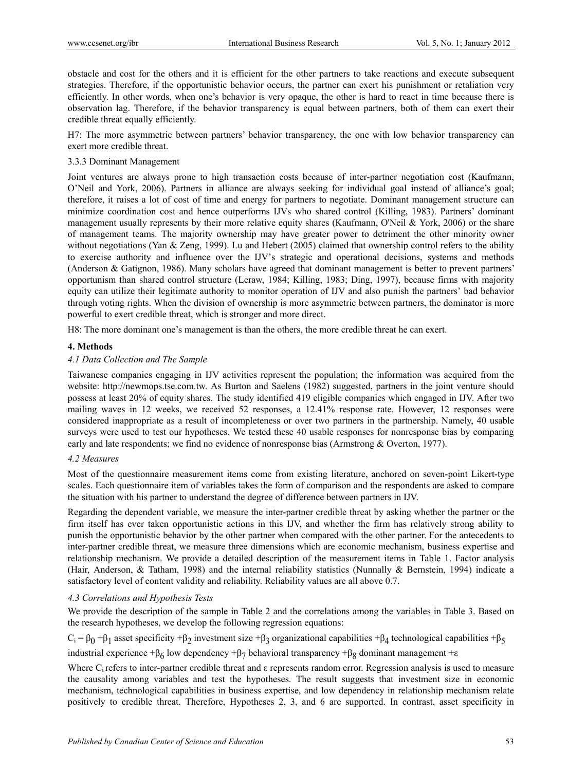obstacle and cost for the others and it is efficient for the other partners to take reactions and execute subsequent strategies. Therefore, if the opportunistic behavior occurs, the partner can exert his punishment or retaliation very efficiently. In other words, when one's behavior is very opaque, the other is hard to react in time because there is observation lag. Therefore, if the behavior transparency is equal between partners, both of them can exert their credible threat equally efficiently.

H7: The more asymmetric between partners' behavior transparency, the one with low behavior transparency can exert more credible threat.

3.3.3 Dominant Management

Joint ventures are always prone to high transaction costs because of inter-partner negotiation cost (Kaufmann, O'Neil and York, 2006). Partners in alliance are always seeking for individual goal instead of alliance's goal; therefore, it raises a lot of cost of time and energy for partners to negotiate. Dominant management structure can minimize coordination cost and hence outperforms IJVs who shared control (Killing, 1983). Partners' dominant management usually represents by their more relative equity shares (Kaufmann, O'Neil & York, 2006) or the share of management teams. The majority ownership may have greater power to detriment the other minority owner without negotiations (Yan & Zeng, 1999). Lu and Hebert (2005) claimed that ownership control refers to the ability to exercise authority and influence over the IJV's strategic and operational decisions, systems and methods (Anderson & Gatignon, 1986). Many scholars have agreed that dominant management is better to prevent partners' opportunism than shared control structure (Leraw, 1984; Killing, 1983; Ding, 1997), because firms with majority equity can utilize their legitimate authority to monitor operation of IJV and also punish the partners' bad behavior through voting rights. When the division of ownership is more asymmetric between partners, the dominator is more powerful to exert credible threat, which is stronger and more direct.

H8: The more dominant one's management is than the others, the more credible threat he can exert.

## 4. Methods

### *4.1 Data Collection and The Sample*

Taiwanese companies engaging in IJV activities represent the population; the information was acquired from the website: http://newmops.tse.com.tw. As Burton and Saelens (1982) suggested, partners in the joint venture should possess at least 20% of equity shares. The study identified 419 eligible companies which engaged in IJV. After two mailing waves in 12 weeks, we received 52 responses, a 12.41% response rate. However, 12 responses were considered inappropriate as a result of incompleteness or over two partners in the partnership. Namely, 40 usable surveys were used to test our hypotheses. We tested these 40 usable responses for nonresponse bias by comparing early and late respondents; we find no evidence of nonresponse bias (Armstrong & Overton, 1977).

### *4.2 Measures*

Most of the questionnaire measurement items come from existing literature, anchored on seven-point Likert-type scales. Each questionnaire item of variables takes the form of comparison and the respondents are asked to compare the situation with his partner to understand the degree of difference between partners in IJV.

Regarding the dependent variable, we measure the inter-partner credible threat by asking whether the partner or the firm itself has ever taken opportunistic actions in this IJV, and whether the firm has relatively strong ability to punish the opportunistic behavior by the other partner when compared with the other partner. For the antecedents to inter-partner credible threat, we measure three dimensions which are economic mechanism, business expertise and relationship mechanism. We provide a detailed description of the measurement items in Table 1. Factor analysis (Hair, Anderson, & Tatham, 1998) and the internal reliability statistics (Nunnally & Bernstein, 1994) indicate a satisfactory level of content validity and reliability. Reliability values are all above 0.7.

### *4.3 Correlations and Hypothesis Tests*

We provide the description of the sample in Table 2 and the correlations among the variables in Table 3. Based on the research hypotheses, we develop the following regression equations:

$$C_i = \beta_0 + \beta_1 \text{ asset specificity} + \beta_2 \text{ investment size} + \beta_3 \text{ organizational capabilities} + \beta_4 \text{ technological capabilities} + \beta_5 \text{ industrial experience} + \beta_6 \text{ low dependency} + \beta_7 \text{ behavioral transparency} + \beta_8 \text{ dominant management} + \varepsilon$$

Where $C_i$ refers to inter-partner credible threat and $\varepsilon$ represents random error. Regression analysis is used to measure the causality among variables and test the hypotheses. The result suggests that investment size in economic mechanism, technological capabilities in business expertise, and low dependency in relationship mechanism relate positively to credible threat. Therefore, Hypotheses 2, 3, and 6 are supported. In contrast, asset specificity in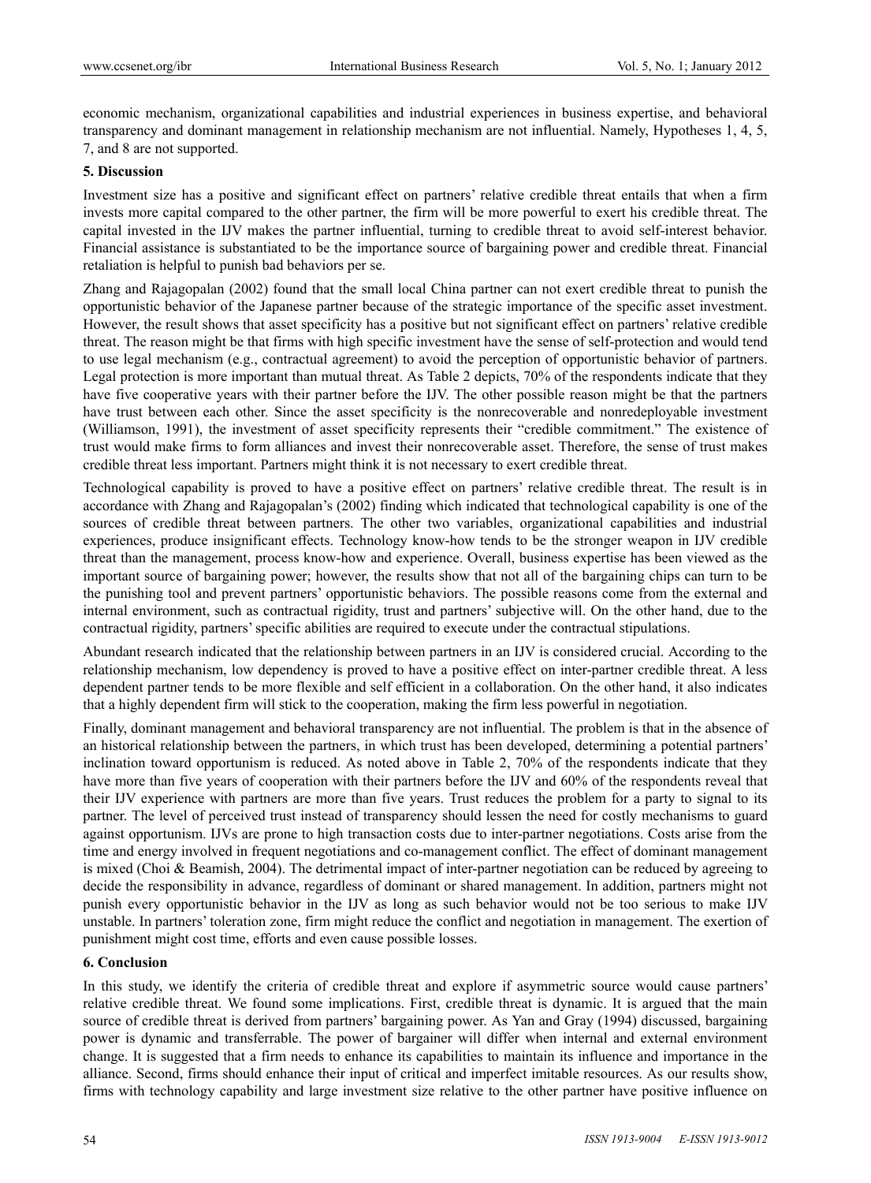economic mechanism, organizational capabilities and industrial experiences in business expertise, and behavioral transparency and dominant management in relationship mechanism are not influential. Namely, Hypotheses 1, 4, 5, 7, and 8 are not supported.

## 5. Discussion

Investment size has a positive and significant effect on partners' relative credible threat entails that when a firm invests more capital compared to the other partner, the firm will be more powerful to exert his credible threat. The capital invested in the IJV makes the partner influential, turning to credible threat to avoid self-interest behavior. Financial assistance is substantiated to be the importance source of bargaining power and credible threat. Financial retaliation is helpful to punish bad behaviors per se.

Zhang and Rajagopalan (2002) found that the small local China partner can not exert credible threat to punish the opportunistic behavior of the Japanese partner because of the strategic importance of the specific asset investment. However, the result shows that asset specificity has a positive but not significant effect on partners' relative credible threat. The reason might be that firms with high specific investment have the sense of self-protection and would tend to use legal mechanism (e.g., contractual agreement) to avoid the perception of opportunistic behavior of partners. Legal protection is more important than mutual threat. As Table 2 depicts, 70% of the respondents indicate that they have five cooperative years with their partner before the IJV. The other possible reason might be that the partners have trust between each other. Since the asset specificity is the nonrecoverable and nonredeployable investment (Williamson, 1991), the investment of asset specificity represents their "credible commitment." The existence of trust would make firms to form alliances and invest their nonrecoverable asset. Therefore, the sense of trust makes credible threat less important. Partners might think it is not necessary to exert credible threat.

Technological capability is proved to have a positive effect on partners' relative credible threat. The result is in accordance with Zhang and Rajagopalan's (2002) finding which indicated that technological capability is one of the sources of credible threat between partners. The other two variables, organizational capabilities and industrial experiences, produce insignificant effects. Technology know-how tends to be the stronger weapon in IJV credible threat than the management, process know-how and experience. Overall, business expertise has been viewed as the important source of bargaining power; however, the results show that not all of the bargaining chips can turn to be the punishing tool and prevent partners' opportunistic behaviors. The possible reasons come from the external and internal environment, such as contractual rigidity, trust and partners' subjective will. On the other hand, due to the contractual rigidity, partners' specific abilities are required to execute under the contractual stipulations.

Abundant research indicated that the relationship between partners in an IJV is considered crucial. According to the relationship mechanism, low dependency is proved to have a positive effect on inter-partner credible threat. A less dependent partner tends to be more flexible and self efficient in a collaboration. On the other hand, it also indicates that a highly dependent firm will stick to the cooperation, making the firm less powerful in negotiation.

Finally, dominant management and behavioral transparency are not influential. The problem is that in the absence of an historical relationship between the partners, in which trust has been developed, determining a potential partners' inclination toward opportunism is reduced. As noted above in Table 2, 70% of the respondents indicate that they have more than five years of cooperation with their partners before the IJV and 60% of the respondents reveal that their IJV experience with partners are more than five years. Trust reduces the problem for a party to signal to its partner. The level of perceived trust instead of transparency should lessen the need for costly mechanisms to guard against opportunism. IJVs are prone to high transaction costs due to inter-partner negotiations. Costs arise from the time and energy involved in frequent negotiations and co-management conflict. The effect of dominant management is mixed (Choi & Beamish, 2004). The detrimental impact of inter-partner negotiation can be reduced by agreeing to decide the responsibility in advance, regardless of dominant or shared management. In addition, partners might not punish every opportunistic behavior in the IJV as long as such behavior would not be too serious to make IJV unstable. In partners' toleration zone, firm might reduce the conflict and negotiation in management. The exertion of punishment might cost time, efforts and even cause possible losses.

## 6. Conclusion

In this study, we identify the criteria of credible threat and explore if asymmetric source would cause partners' relative credible threat. We found some implications. First, credible threat is dynamic. It is argued that the main source of credible threat is derived from partners' bargaining power. As Yan and Gray (1994) discussed, bargaining power is dynamic and transferrable. The power of bargainer will differ when internal and external environment change. It is suggested that a firm needs to enhance its capabilities to maintain its influence and importance in the alliance. Second, firms should enhance their input of critical and imperfect imitable resources. As our results show, firms with technology capability and large investment size relative to the other partner have positive influence on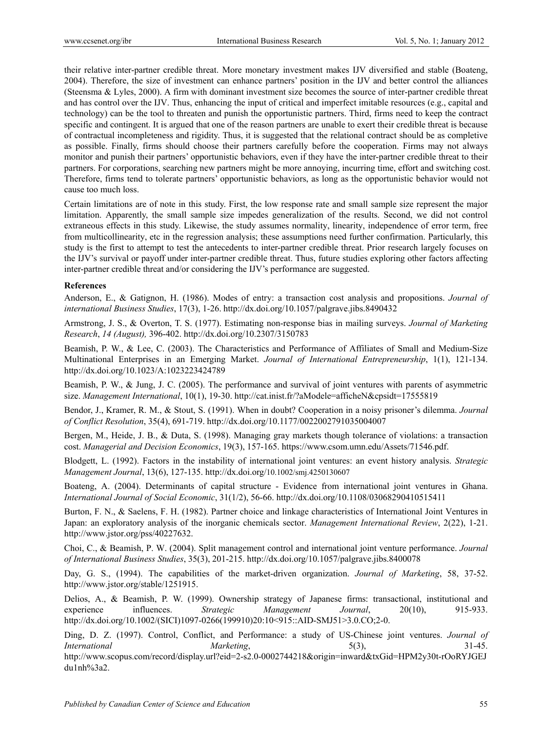their relative inter-partner credible threat. More monetary investment makes IJV diversified and stable (Boateng, 2004). Therefore, the size of investment can enhance partners' position in the IJV and better control the alliances (Steensma & Lyles, 2000). A firm with dominant investment size becomes the source of inter-partner credible threat and has control over the IJV. Thus, enhancing the input of critical and imperfect imitable resources (e.g., capital and technology) can be the tool to threaten and punish the opportunistic partners. Third, firms need to keep the contract specific and contingent. It is argued that one of the reason partners are unable to exert their credible threat is because of contractual incompleteness and rigidity. Thus, it is suggested that the relational contract should be as completive as possible. Finally, firms should choose their partners carefully before the cooperation. Firms may not always monitor and punish their partners' opportunistic behaviors, even if they have the inter-partner credible threat to their partners. For corporations, searching new partners might be more annoying, incurring time, effort and switching cost. Therefore, firms tend to tolerate partners' opportunistic behaviors, as long as the opportunistic behavior would not cause too much loss.

Certain limitations are of note in this study. First, the low response rate and small sample size represent the major limitation. Apparently, the small sample size impedes generalization of the results. Second, we did not control extraneous effects in this study. Likewise, the study assumes normality, linearity, independence of error term, free from multicollinearity, etc in the regression analysis; these assumptions need further confirmation. Particularly, this study is the first to attempt to test the antecedents to inter-partner credible threat. Prior research largely focuses on the IJV's survival or payoff under inter-partner credible threat. Thus, future studies exploring other factors affecting inter-partner credible threat and/or considering the IJV's performance are suggested.

**References**

Anderson, E., & Gatignon, H. (1986). Modes of entry: a transaction cost analysis and propositions. *Journal of international Business Studies*, 17(3), 1-26. http://dx.doi.org/10.1057/palgrave.jibs.8490432

Armstrong, J. S., & Overton, T. S. (1977). Estimating non-response bias in mailing surveys. *Journal of Marketing Research*, *14 (August),* 396-402. http://dx.doi.org/10.2307/3150783

Beamish, P. W., & Lee, C. (2003). The Characteristics and Performance of Affiliates of Small and Medium-Size Multinational Enterprises in an Emerging Market. *Journal of International Entrepreneurship*, 1(1), 121-134. http://dx.doi.org/10.1023/A:1023223424789

Beamish, P. W., & Jung, J. C. (2005). The performance and survival of joint ventures with parents of asymmetric size. *Management International*, 10(1), 19-30. http://cat.inist.fr/?aModele=afficheN&cpsidt=17555819

Bendor, J., Kramer, R. M., & Stout, S. (1991). When in doubt? Cooperation in a noisy prisoner's dilemma. *Journal of Conflict Resolution*, 35(4), 691-719. http://dx.doi.org/10.1177/0022002791035004007

Bergen, M., Heide, J. B., & Duta, S. (1998). Managing gray markets though tolerance of violations: a transaction cost. *Managerial and Decision Economics*, 19(3), 157-165. https://www.csom.umn.edu/Assets/71546.pdf.

Blodgett, L. (1992). Factors in the instability of international joint ventures: an event history analysis. *Strategic Management Journal*, 13(6), 127-135. http://dx.doi.org/10.1002/smj.4250130607

Boateng, A. (2004). Determinants of capital structure - Evidence from international joint ventures in Ghana. *International Journal of Social Economic*, 31(1/2), 56-66. http://dx.doi.org/10.1108/03068290410515411

Burton, F. N., & Saelens, F. H. (1982). Partner choice and linkage characteristics of International Joint Ventures in Japan: an exploratory analysis of the inorganic chemicals sector. *Management International Review*, 2(22), 1-21. http://www.jstor.org/pss/40227632.

Choi, C., & Beamish, P. W. (2004). Split management control and international joint venture performance. *Journal of International Business Studies*, 35(3), 201-215. http://dx.doi.org/10.1057/palgrave.jibs.8400078

Day, G. S., (1994). The capabilities of the market-driven organization. *Journal of Marketing*, 58, 37-52. http://www.jstor.org/stable/1251915.

Delios, A., & Beamish, P. W. (1999). Ownership strategy of Japanese firms: transactional, institutional and experience influences. *Strategic Management Journal*, 20(10), 915-933. http://dx.doi.org/10.1002/(SICI)1097-0266(199910)20:10<915::AID-SMJ51>3.0.CO;2-0.

Ding, D. Z. (1997). Control, Conflict, and Performance: a study of US-Chinese joint ventures. *Journal of International Marketing*, 5(3), 31-45. http://www.scopus.com/record/display.url?eid=2-s2.0-0002744218&origin=inward&txGid=HPM2y30t-rOoRYJGEJdu1nh%3a2.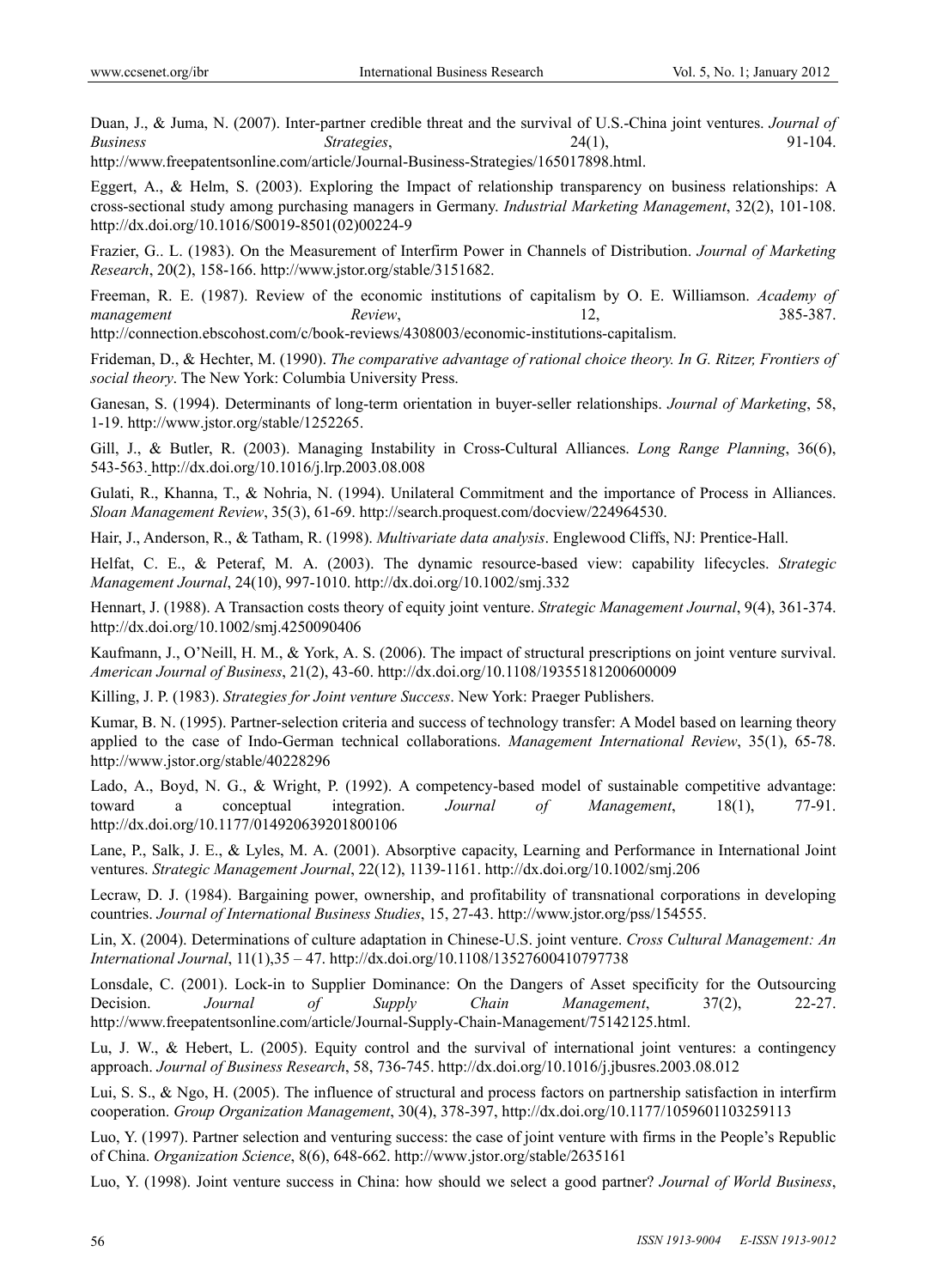Duan, J., & Juma, N. (2007). Inter-partner credible threat and the survival of U.S.-China joint ventures. *Journal of Business Strategies*, 24(1), 91-104. http://www.freepatentsonline.com/article/Journal-Business-Strategies/165017898.html.

Eggert, A., & Helm, S. (2003). Exploring the Impact of relationship transparency on business relationships: A cross-sectional study among purchasing managers in Germany. *Industrial Marketing Management*, 32(2), 101-108. http://dx.doi.org/10.1016/S0019-8501(02)00224-9

Frazier, G.. L. (1983). On the Measurement of Interfirm Power in Channels of Distribution. *Journal of Marketing Research*, 20(2), 158-166. http://www.jstor.org/stable/3151682.

Freeman, R. E. (1987). Review of the economic institutions of capitalism by O. E. Williamson. *Academy of management Review*, 12, 385-387. http://connection.ebscohost.com/c/book-reviews/4308003/economic-institutions-capitalism.

Frideman, D., & Hechter, M. (1990). *The comparative advantage of rational choice theory. In G. Ritzer, Frontiers of social theory*. The New York: Columbia University Press.

Ganesan, S. (1994). Determinants of long-term orientation in buyer-seller relationships. *Journal of Marketing*, 58, 1-19. http://www.jstor.org/stable/1252265.

Gill, J., & Butler, R. (2003). Managing Instability in Cross-Cultural Alliances. *Long Range Planning*, 36(6), 543-563. http://dx.doi.org/10.1016/j.lrp.2003.08.008

Gulati, R., Khanna, T., & Nohria, N. (1994). Unilateral Commitment and the importance of Process in Alliances. *Sloan Management Review*, 35(3), 61-69. http://search.proquest.com/docview/224964530.

Hair, J., Anderson, R., & Tatham, R. (1998). *Multivariate data analysis*. Englewood Cliffs, NJ: Prentice-Hall.

Helfat, C. E., & Peteraf, M. A. (2003). The dynamic resource-based view: capability lifecycles. *Strategic Management Journal*, 24(10), 997-1010. http://dx.doi.org/10.1002/smj.332

Hennart, J. (1988). A Transaction costs theory of equity joint venture. *Strategic Management Journal*, 9(4), 361-374. http://dx.doi.org/10.1002/smj.4250090406

Kaufmann, J., O'Neill, H. M., & York, A. S. (2006). The impact of structural prescriptions on joint venture survival. *American Journal of Business*, 21(2), 43-60. http://dx.doi.org/10.1108/19355181200600009

Killing, J. P. (1983). *Strategies for Joint venture Success*. New York: Praeger Publishers.

Kumar, B. N. (1995). Partner-selection criteria and success of technology transfer: A Model based on learning theory applied to the case of Indo-German technical collaborations. *Management International Review*, 35(1), 65-78. http://www.jstor.org/stable/40228296

Lado, A., Boyd, N. G., & Wright, P. (1992). A competency-based model of sustainable competitive advantage: toward a conceptual integration. *Journal of Management*, 18(1), 77-91. http://dx.doi.org/10.1177/014920639201800106

Lane, P., Salk, J. E., & Lyles, M. A. (2001). Absorptive capacity, Learning and Performance in International Joint ventures. *Strategic Management Journal*, 22(12), 1139-1161. http://dx.doi.org/10.1002/smj.206

Lecraw, D. J. (1984). Bargaining power, ownership, and profitability of transnational corporations in developing countries. *Journal of International Business Studies*, 15, 27-43. http://www.jstor.org/pss/154555.

Lin, X. (2004). Determinations of culture adaptation in Chinese-U.S. joint venture. *Cross Cultural Management: An International Journal*, 11(1),35 – 47. http://dx.doi.org/10.1108/13527600410797738

Lonsdale, C. (2001). Lock-in to Supplier Dominance: On the Dangers of Asset specificity for the Outsourcing Decision. *Journal of Supply Chain Management*, 37(2), 22-27. http://www.freepatentsonline.com/article/Journal-Supply-Chain-Management/75142125.html.

Lu, J. W., & Hebert, L. (2005). Equity control and the survival of international joint ventures: a contingency approach. *Journal of Business Research*, 58, 736-745. http://dx.doi.org/10.1016/j.jbusres.2003.08.012

Lui, S. S., & Ngo, H. (2005). The influence of structural and process factors on partnership satisfaction in interfirm cooperation. *Group Organization Management*, 30(4), 378-397, http://dx.doi.org/10.1177/1059601103259113

Luo, Y. (1997). Partner selection and venturing success: the case of joint venture with firms in the People's Republic of China. *Organization Science*, 8(6), 648-662. http://www.jstor.org/stable/2635161

Luo, Y. (1998). Joint venture success in China: how should we select a good partner? *Journal of World Business*,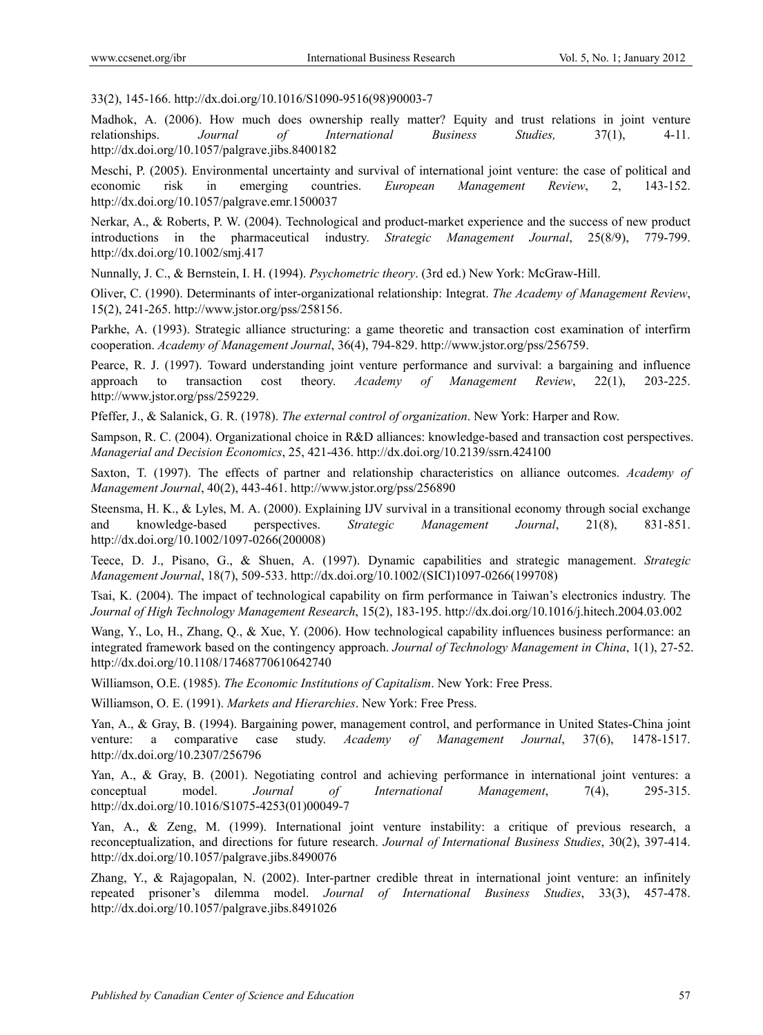33(2), 145-166. http://dx.doi.org/10.1016/S1090-9516(98)90003-7

Madhok, A. (2006). How much does ownership really matter? Equity and trust relations in joint venture relationships. *Journal of International Business Studies,* 37(1), 4-11. http://dx.doi.org/10.1057/palgrave.jibs.8400182

Meschi, P. (2005). Environmental uncertainty and survival of international joint venture: the case of political and economic risk in emerging countries. *European Management Review*, 2, 143-152. http://dx.doi.org/10.1057/palgrave.emr.1500037

Nerkar, A., & Roberts, P. W. (2004). Technological and product-market experience and the success of new product introductions in the pharmaceutical industry. *Strategic Management Journal*, 25(8/9), 779-799. http://dx.doi.org/10.1002/smj.417

Nunnally, J. C., & Bernstein, I. H. (1994). *Psychometric theory*. (3rd ed.) New York: McGraw-Hill.

Oliver, C. (1990). Determinants of inter-organizational relationship: Integrat. *The Academy of Management Review*, 15(2), 241-265. http://www.jstor.org/pss/258156.

Parkhe, A. (1993). Strategic alliance structuring: a game theoretic and transaction cost examination of interfirm cooperation. *Academy of Management Journal*, 36(4), 794-829. http://www.jstor.org/pss/256759.

Pearce, R. J. (1997). Toward understanding joint venture performance and survival: a bargaining and influence approach to transaction cost theory. *Academy of Management Review*, 22(1), 203-225. http://www.jstor.org/pss/259229.

Pfeffer, J., & Salanick, G. R. (1978). *The external control of organization*. New York: Harper and Row.

Sampson, R. C. (2004). Organizational choice in R&D alliances: knowledge-based and transaction cost perspectives. *Managerial and Decision Economics*, 25, 421-436. http://dx.doi.org/10.2139/ssrn.424100

Saxton, T. (1997). The effects of partner and relationship characteristics on alliance outcomes. *Academy of Management Journal*, 40(2), 443-461. http://www.jstor.org/pss/256890

Steensma, H. K., & Lyles, M. A. (2000). Explaining IJV survival in a transitional economy through social exchange and knowledge-based perspectives. *Strategic Management Journal*, 21(8), 831-851. http://dx.doi.org/10.1002/1097-0266(200008)

Teece, D. J., Pisano, G., & Shuen, A. (1997). Dynamic capabilities and strategic management. *Strategic Management Journal*, 18(7), 509-533. http://dx.doi.org/10.1002/(SICI)1097-0266(199708)

Tsai, K. (2004). The impact of technological capability on firm performance in Taiwan's electronics industry. The *Journal of High Technology Management Research*, 15(2), 183-195. http://dx.doi.org/10.1016/j.hitech.2004.03.002

Wang, Y., Lo, H., Zhang, Q., & Xue, Y. (2006). How technological capability influences business performance: an integrated framework based on the contingency approach. *Journal of Technology Management in China*, 1(1), 27-52. http://dx.doi.org/10.1108/17468770610642740

Williamson, O.E. (1985). *The Economic Institutions of Capitalism*. New York: Free Press.

Williamson, O. E. (1991). *Markets and Hierarchies*. New York: Free Press.

Yan, A., & Gray, B. (1994). Bargaining power, management control, and performance in United States-China joint venture: a comparative case study. *Academy of Management Journal*, 37(6), 1478-1517. http://dx.doi.org/10.2307/256796

Yan, A., & Gray, B. (2001). Negotiating control and achieving performance in international joint ventures: a conceptual model. *Journal of International Management*, 7(4), 295-315. http://dx.doi.org/10.1016/S1075-4253(01)00049-7

Yan, A., & Zeng, M. (1999). International joint venture instability: a critique of previous research, a reconceptualization, and directions for future research. *Journal of International Business Studies*, 30(2), 397-414. http://dx.doi.org/10.1057/palgrave.jibs.8490076

Zhang, Y., & Rajagopalan, N. (2002). Inter-partner credible threat in international joint venture: an infinitely repeated prisoner's dilemma model. *Journal of International Business Studies*, 33(3), 457-478. http://dx.doi.org/10.1057/palgrave.jibs.8491026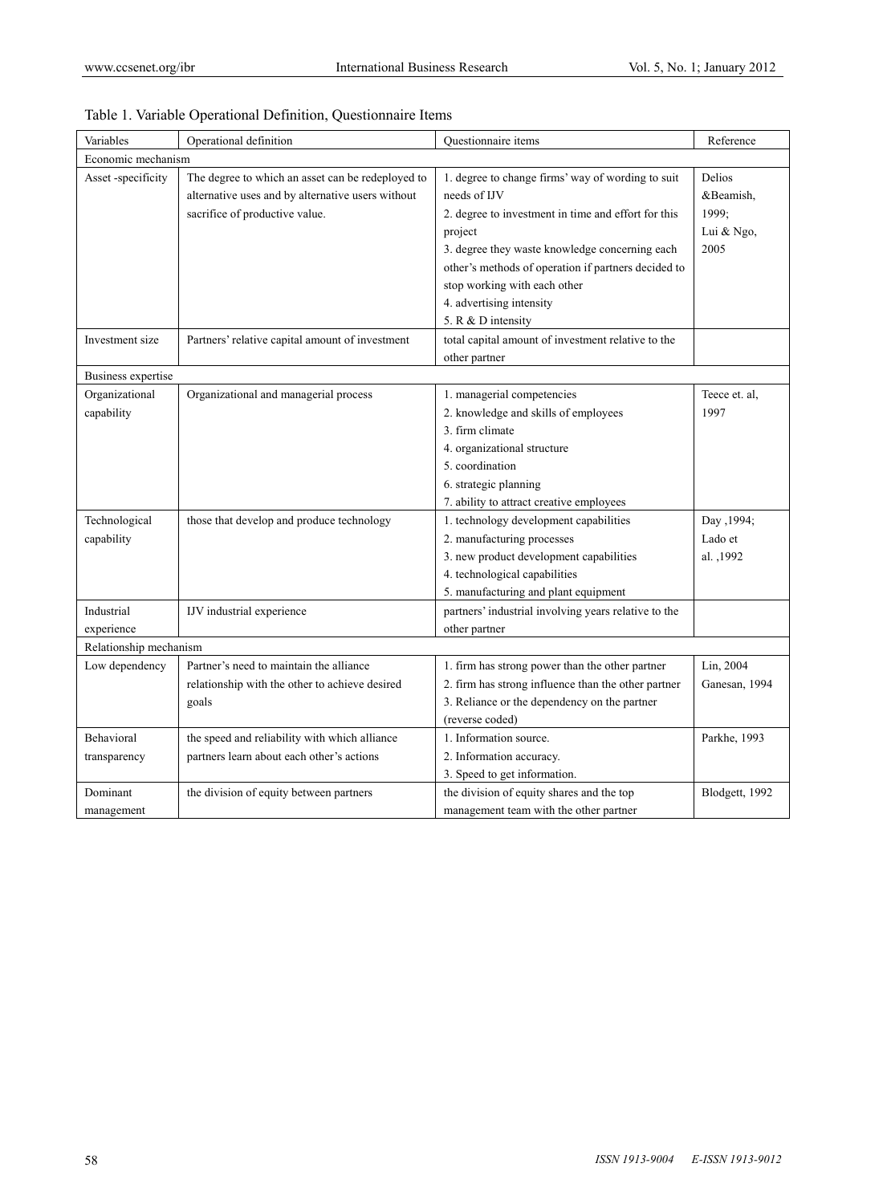Table 1. Variable Operational Definition, Questionnaire Items

| Variables | Operational definition | Questionnaire items | Reference |
|---|---|---|---|
| Economic mechanism | | | |
| Asset -specificity | The degree to which an asset can be redeployed to alternative uses and by alternative users without sacrifice of productive value. | 1. degree to change firms' way of wording to suit needs of IJV<br>2. degree to investment in time and effort for this project<br>3. degree they waste knowledge concerning each other's methods of operation if partners decided to stop working with each other<br>4. advertising intensity<br>5. R & D intensity | Delios &Beamish, 1999; Lui & Ngo, 2005 |
| Investment size | Partners' relative capital amount of investment | total capital amount of investment relative to the other partner | |
| Business expertise | | | |
| Organizational capability | Organizational and managerial process | 1. managerial competencies<br>2. knowledge and skills of employees<br>3. firm climate<br>4. organizational structure<br>5. coordination<br>6. strategic planning<br>7. ability to attract creative employees | Teece et. al, 1997 |
| Technological capability | those that develop and produce technology | 1. technology development capabilities<br>2. manufacturing processes<br>3. new product development capabilities<br>4. technological capabilities<br>5. manufacturing and plant equipment | Day ,1994; Lado et al. ,1992 |
| Industrial experience | IJV industrial experience | partners' industrial involving years relative to the other partner | |
| Relationship mechanism | | | |
| Low dependency | Partner's need to maintain the alliance relationship with the other to achieve desired goals | 1. firm has strong power than the other partner<br>2. firm has strong influence than the other partner<br>3. Reliance or the dependency on the partner (reverse coded) | Lin, 2004 Ganesan, 1994 |
| Behavioral transparency | the speed and reliability with which alliance partners learn about each other's actions | 1. Information source.<br>2. Information accuracy.<br>3. Speed to get information. | Parkhe, 1993 |
| Dominant management | the division of equity between partners | the division of equity shares and the top management team with the other partner | Blodgett, 1992 |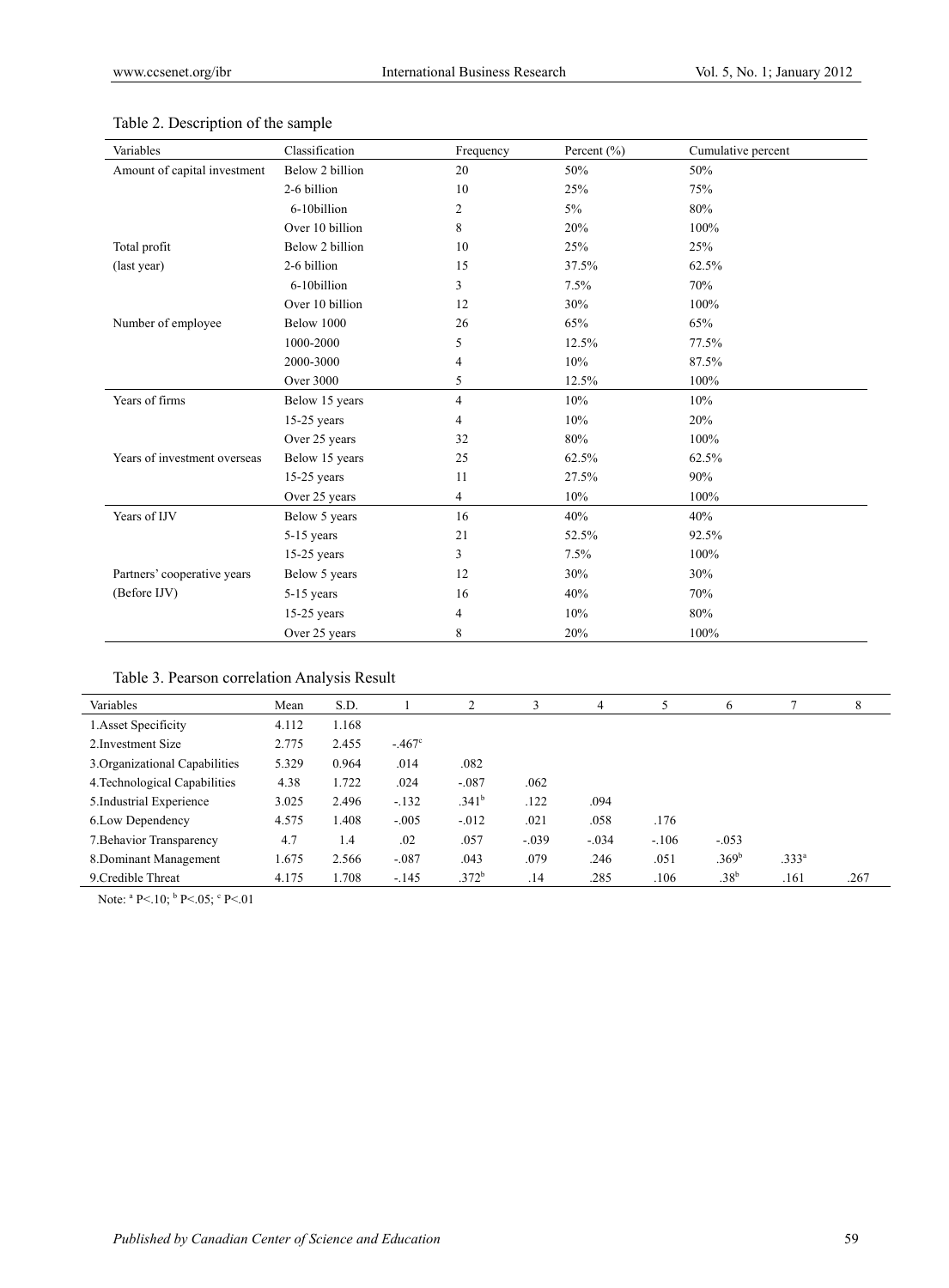Table 2. Description of the sample

| Variables | Classification | Frequency | Percent (%) | Cumulative percent |
|---|---|---|---|---|
| Amount of capital investment | Below 2 billion | 20 | 50% | 50% |
| | 2-6 billion | 10 | 25% | 75% |
| | 6-10billion | 2 | 5% | 80% |
| | Over 10 billion | 8 | 20% | 100% |
| Total profit (last year) | Below 2 billion | 10 | 25% | 25% |
| | 2-6 billion | 15 | 37.5% | 62.5% |
| | 6-10billion | 3 | 7.5% | 70% |
| | Over 10 billion | 12 | 30% | 100% |
| Number of employee | Below 1000 | 26 | 65% | 65% |
| | 1000-2000 | 5 | 12.5% | 77.5% |
| | 2000-3000 | 4 | 10% | 87.5% |
| | Over 3000 | 5 | 12.5% | 100% |
| Years of firms | Below 15 years | 4 | 10% | 10% |
| | 15-25 years | 4 | 10% | 20% |
| | Over 25 years | 32 | 80% | 100% |
| Years of investment overseas | Below 15 years | 25 | 62.5% | 62.5% |
| | 15-25 years | 11 | 27.5% | 90% |
| | Over 25 years | 4 | 10% | 100% |
| Years of IJV | Below 5 years | 16 | 40% | 40% |
| | 5-15 years | 21 | 52.5% | 92.5% |
| | 15-25 years | 3 | 7.5% | 100% |
| Partners' cooperative years (Before IJV) | Below 5 years | 12 | 30% | 30% |
| | 5-15 years | 16 | 40% | 70% |
| | 15-25 years | 4 | 10% | 80% |
| | Over 25 years | 8 | 20% | 100% |

Table 3. Pearson correlation Analysis Result

| Variables | Mean | S.D. | 1 | 2 | 3 | 4 | 5 | 6 | 7 | 8 |
|---|---|---|---|---|---|---|---|---|---|---|
| 1.Asset Specificity | 4.112 | 1.168 | | | | | | | | |
| 2.Investment Size | 2.775 | 2.455 | -.467[c] | | | | | | | |
| 3.Organizational Capabilities | 5.329 | 0.964 | .014 | .082 | | | | | | |
| 4.Technological Capabilities | 4.38 | 1.722 | .024 | -.087 | .062 | | | | | |
| 5.Industrial Experience | 3.025 | 2.496 | -.132 | .341[b] | .122 | .094 | | | | |
| 6.Low Dependency | 4.575 | 1.408 | -.005 | -.012 | .021 | .058 | .176 | | | |
| 7.Behavior Transparency | 4.7 | 1.4 | .02 | .057 | -.039 | -.034 | -.106 | -.053 | | |
| 8.Dominant Management | 1.675 | 2.566 | -.087 | .043 | .079 | .246 | .051 | .369[b] | .333[a] | |
| 9.Credible Threat | 4.175 | 1.708 | -.145 | .372[b] | .14 | .285 | .106 | .38[b] | .161 | .267 |

Note: [a] $P<.10$; [b] $P<.05$; [c] $P<.01$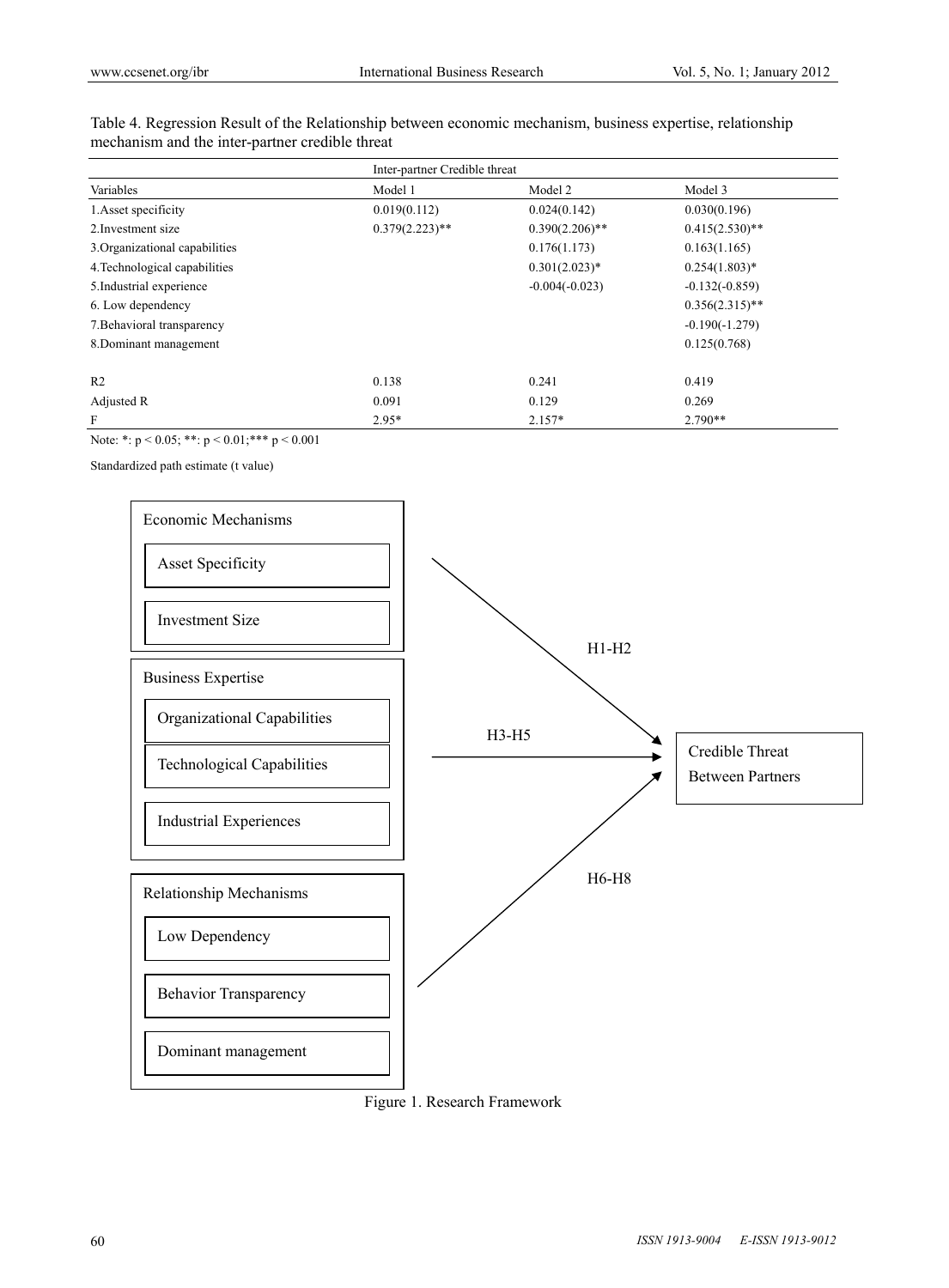Table 4. Regression Result of the Relationship between economic mechanism, business expertise, relationship mechanism and the inter-partner credible threat

| | Inter-partner Credible threat | | |
|---|---|---|---|
| Variables | Model 1 | Model 2 | Model 3 |
| 1.Asset specificity | 0.019(0.112) | 0.024(0.142) | 0.030(0.196) |
| 2.Investment size | 0.379(2.223)** | 0.390(2.206)** | 0.415(2.530)** |
| 3.Organizational capabilities | | 0.176(1.173) | 0.163(1.165) |
| 4.Technological capabilities | | 0.301(2.023)* | 0.254(1.803)* |
| 5.Industrial experience | | -0.004(-0.023) | -0.132(-0.859) |
| 6. Low dependency | | | 0.356(2.315)** |
| 7.Behavioral transparency | | | -0.190(-1.279) |
| 8.Dominant management | | | 0.125(0.768) |
| R2 | 0.138 | 0.241 | 0.419 |
| Adjusted R | 0.091 | 0.129 | 0.269 |
| F | 2.95* | 2.157* | 2.790** |

Note: *: $p < 0.05$; **: $p < 0.01$;*** $p < 0.001$

Standardized path estimate (t value)

Economic Mechanisms

Asset Specificity

Investment Size

Business Expertise

Organizational Capabilities

Technological Capabilities

Industrial Experiences

Relationship Mechanisms

Low Dependency

Behavior Transparency

Dominant management

H1-H2

H3-H5

H6-H8

Credible Threat Between Partners

Figure 1. Research Framework